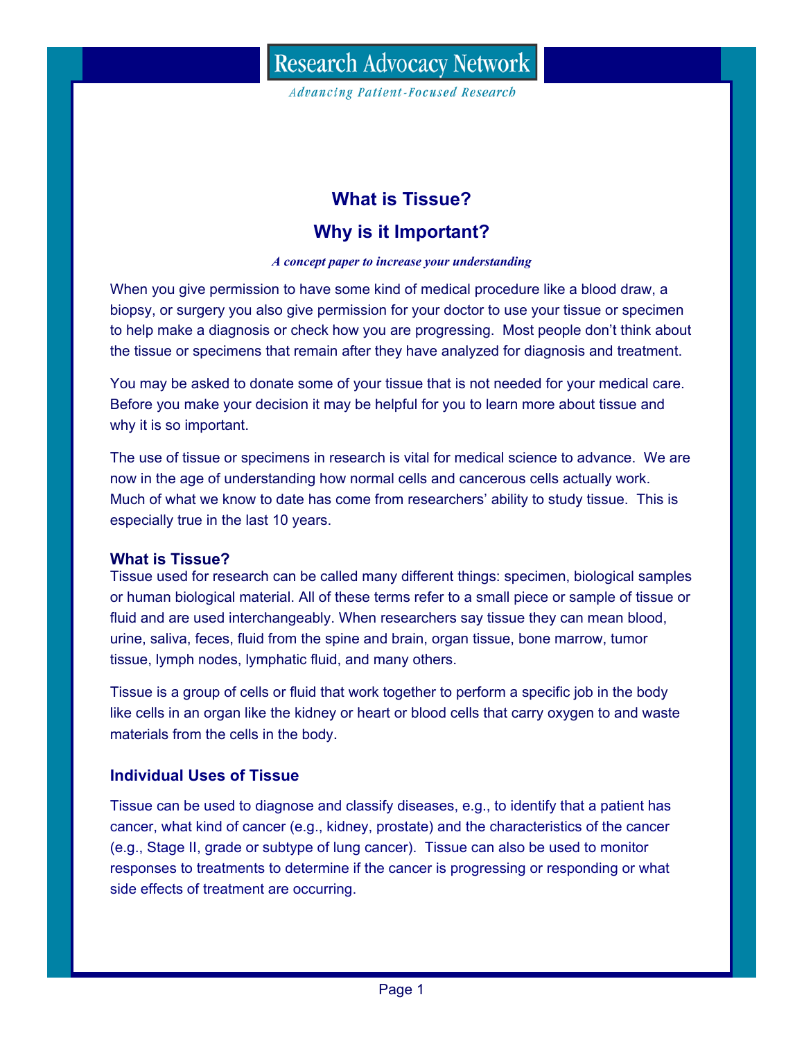Research Advocacy Network

*Advancing Patient-Focused Research*

# What is Tissue?

# Why is it Important?

***A concept paper to increase your understanding***

When you give permission to have some kind of medical procedure like a blood draw, a biopsy, or surgery you also give permission for your doctor to use your tissue or specimen to help make a diagnosis or check how you are progressing. Most people don't think about the tissue or specimens that remain after they have analyzed for diagnosis and treatment.

You may be asked to donate some of your tissue that is not needed for your medical care. Before you make your decision it may be helpful for you to learn more about tissue and why it is so important.

The use of tissue or specimens in research is vital for medical science to advance. We are now in the age of understanding how normal cells and cancerous cells actually work. Much of what we know to date has come from researchers' ability to study tissue. This is especially true in the last 10 years.

## What is Tissue?

Tissue used for research can be called many different things: specimen, biological samples or human biological material. All of these terms refer to a small piece or sample of tissue or fluid and are used interchangeably. When researchers say tissue they can mean blood, urine, saliva, feces, fluid from the spine and brain, organ tissue, bone marrow, tumor tissue, lymph nodes, lymphatic fluid, and many others.

Tissue is a group of cells or fluid that work together to perform a specific job in the body like cells in an organ like the kidney or heart or blood cells that carry oxygen to and waste materials from the cells in the body.

## Individual Uses of Tissue

Tissue can be used to diagnose and classify diseases, e.g., to identify that a patient has cancer, what kind of cancer (e.g., kidney, prostate) and the characteristics of the cancer (e.g., Stage II, grade or subtype of lung cancer). Tissue can also be used to monitor responses to treatments to determine if the cancer is progressing or responding or what side effects of treatment are occurring.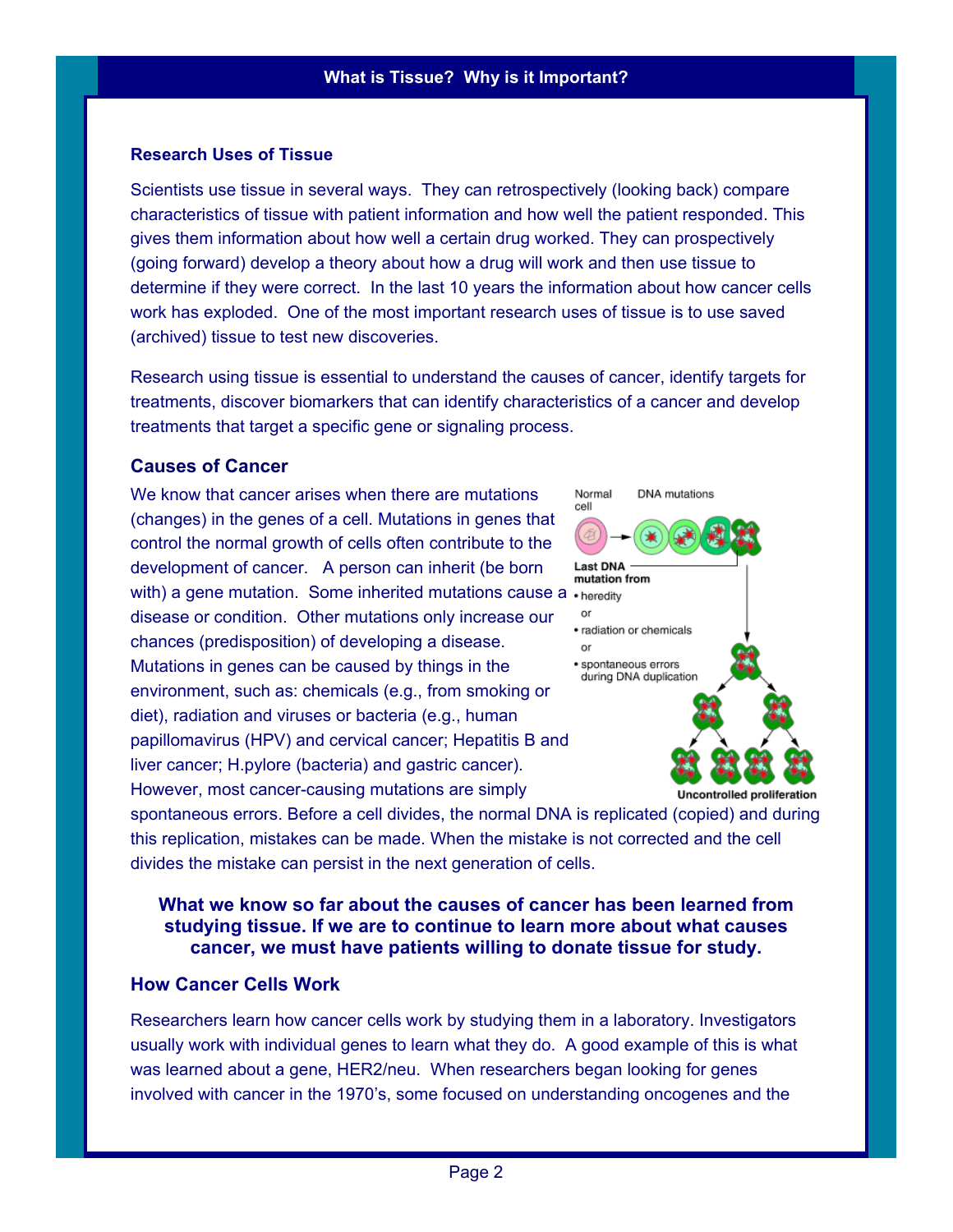## Research Uses of Tissue

Scientists use tissue in several ways. They can retrospectively (looking back) compare characteristics of tissue with patient information and how well the patient responded. This gives them information about how well a certain drug worked. They can prospectively (going forward) develop a theory about how a drug will work and then use tissue to determine if they were correct. In the last 10 years the information about how cancer cells work has exploded. One of the most important research uses of tissue is to use saved (archived) tissue to test new discoveries.

Research using tissue is essential to understand the causes of cancer, identify targets for treatments, discover biomarkers that can identify characteristics of a cancer and develop treatments that target a specific gene or signaling process.

## Causes of Cancer

We know that cancer arises when there are mutations (changes) in the genes of a cell. Mutations in genes that control the normal growth of cells often contribute to the development of cancer. A person can inherit (be born with) a gene mutation. Some inherited mutations cause a disease or condition. Other mutations only increase our chances (predisposition) of developing a disease. Mutations in genes can be caused by things in the environment, such as: chemicals (e.g., from smoking or diet), radiation and viruses or bacteria (e.g., human papillomavirus (HPV) and cervical cancer; Hepatitis B and liver cancer; H.pylore (bacteria) and gastric cancer). However, most cancer-causing mutations are simply spontaneous errors. Before a cell divides, the normal DNA is replicated (copied) and during this replication, mistakes can be made. When the mistake is not corrected and the cell divides the mistake can persist in the next generation of cells.

Normal cell — DNA mutations

**Last DNA mutation from**
- heredity

  or
- radiation or chemicals

  or
- spontaneous errors during DNA duplication

**Uncontrolled proliferation**

**What we know so far about the causes of cancer has been learned from studying tissue. If we are to continue to learn more about what causes cancer, we must have patients willing to donate tissue for study.**

## How Cancer Cells Work

Researchers learn how cancer cells work by studying them in a laboratory. Investigators usually work with individual genes to learn what they do. A good example of this is what was learned about a gene, HER2/neu. When researchers began looking for genes involved with cancer in the 1970's, some focused on understanding oncogenes and the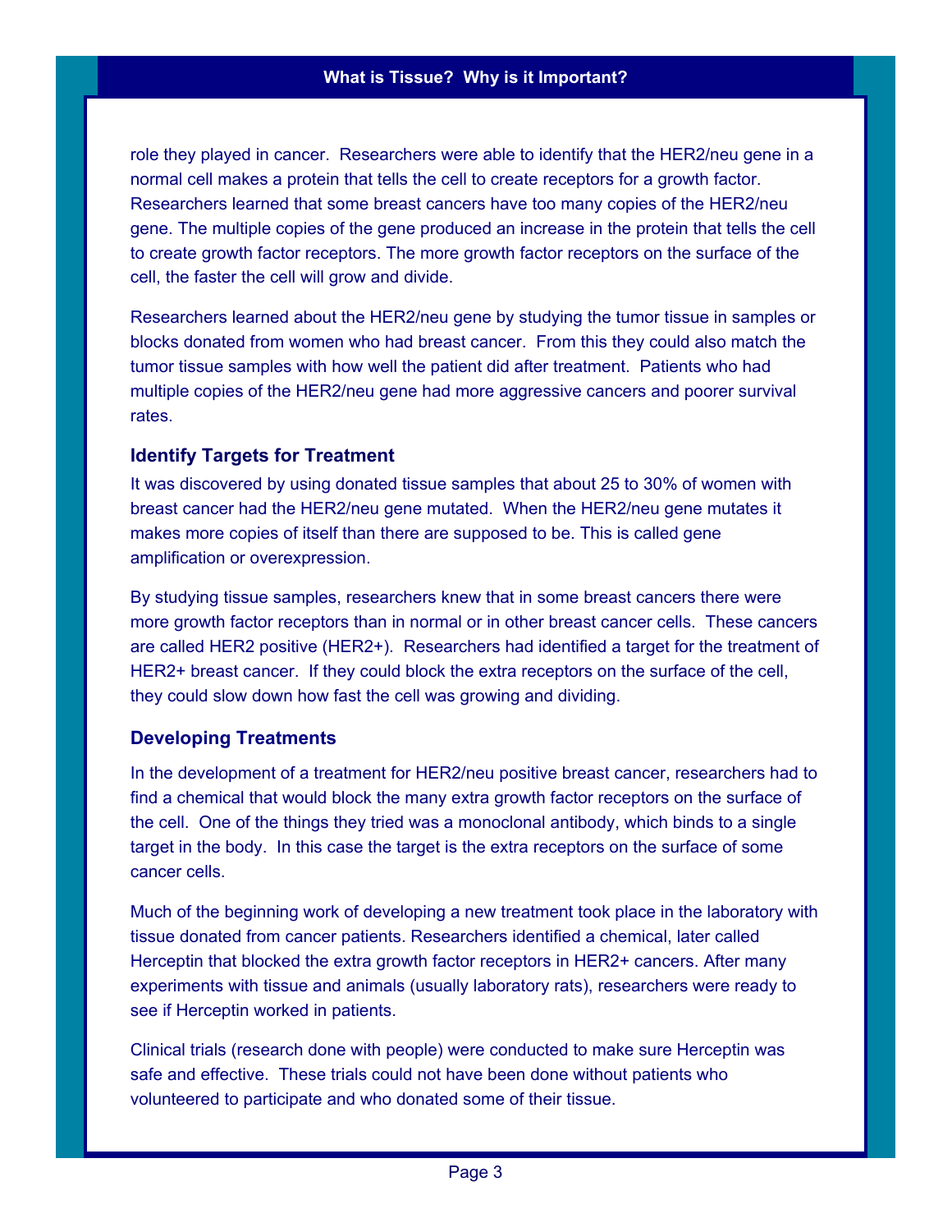role they played in cancer. Researchers were able to identify that the HER2/neu gene in a normal cell makes a protein that tells the cell to create receptors for a growth factor. Researchers learned that some breast cancers have too many copies of the HER2/neu gene. The multiple copies of the gene produced an increase in the protein that tells the cell to create growth factor receptors. The more growth factor receptors on the surface of the cell, the faster the cell will grow and divide.

Researchers learned about the HER2/neu gene by studying the tumor tissue in samples or blocks donated from women who had breast cancer. From this they could also match the tumor tissue samples with how well the patient did after treatment. Patients who had multiple copies of the HER2/neu gene had more aggressive cancers and poorer survival rates.

### Identify Targets for Treatment

It was discovered by using donated tissue samples that about 25 to 30% of women with breast cancer had the HER2/neu gene mutated. When the HER2/neu gene mutates it makes more copies of itself than there are supposed to be. This is called gene amplification or overexpression.

By studying tissue samples, researchers knew that in some breast cancers there were more growth factor receptors than in normal or in other breast cancer cells. These cancers are called HER2 positive (HER2+). Researchers had identified a target for the treatment of HER2+ breast cancer. If they could block the extra receptors on the surface of the cell, they could slow down how fast the cell was growing and dividing.

### Developing Treatments

In the development of a treatment for HER2/neu positive breast cancer, researchers had to find a chemical that would block the many extra growth factor receptors on the surface of the cell. One of the things they tried was a monoclonal antibody, which binds to a single target in the body. In this case the target is the extra receptors on the surface of some cancer cells.

Much of the beginning work of developing a new treatment took place in the laboratory with tissue donated from cancer patients. Researchers identified a chemical, later called Herceptin that blocked the extra growth factor receptors in HER2+ cancers. After many experiments with tissue and animals (usually laboratory rats), researchers were ready to see if Herceptin worked in patients.

Clinical trials (research done with people) were conducted to make sure Herceptin was safe and effective. These trials could not have been done without patients who volunteered to participate and who donated some of their tissue.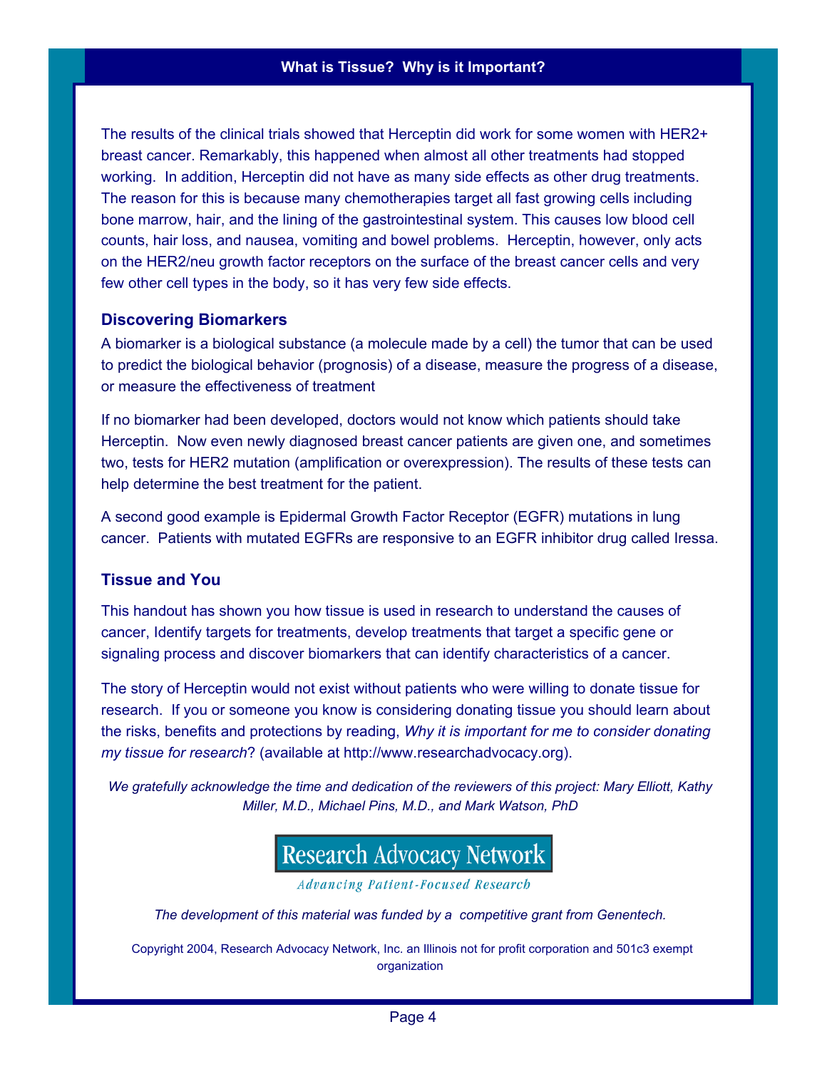The results of the clinical trials showed that Herceptin did work for some women with HER2+ breast cancer. Remarkably, this happened when almost all other treatments had stopped working. In addition, Herceptin did not have as many side effects as other drug treatments. The reason for this is because many chemotherapies target all fast growing cells including bone marrow, hair, and the lining of the gastrointestinal system. This causes low blood cell counts, hair loss, and nausea, vomiting and bowel problems. Herceptin, however, only acts on the HER2/neu growth factor receptors on the surface of the breast cancer cells and very few other cell types in the body, so it has very few side effects.

### Discovering Biomarkers

A biomarker is a biological substance (a molecule made by a cell) the tumor that can be used to predict the biological behavior (prognosis) of a disease, measure the progress of a disease, or measure the effectiveness of treatment

If no biomarker had been developed, doctors would not know which patients should take Herceptin. Now even newly diagnosed breast cancer patients are given one, and sometimes two, tests for HER2 mutation (amplification or overexpression). The results of these tests can help determine the best treatment for the patient.

A second good example is Epidermal Growth Factor Receptor (EGFR) mutations in lung cancer. Patients with mutated EGFRs are responsive to an EGFR inhibitor drug called Iressa.

### Tissue and You

This handout has shown you how tissue is used in research to understand the causes of cancer, Identify targets for treatments, develop treatments that target a specific gene or signaling process and discover biomarkers that can identify characteristics of a cancer.

The story of Herceptin would not exist without patients who were willing to donate tissue for research. If you or someone you know is considering donating tissue you should learn about the risks, benefits and protections by reading, *Why it is important for me to consider donating my tissue for research*? (available at http://www.researchadvocacy.org).

*We gratefully acknowledge the time and dedication of the reviewers of this project: Mary Elliott, Kathy Miller, M.D., Michael Pins, M.D., and Mark Watson, PhD*

**Research Advocacy Network**

*Advancing Patient-Focused Research*

*The development of this material was funded by a competitive grant from Genentech.*

Copyright 2004, Research Advocacy Network, Inc. an Illinois not for profit corporation and 501c3 exempt organization